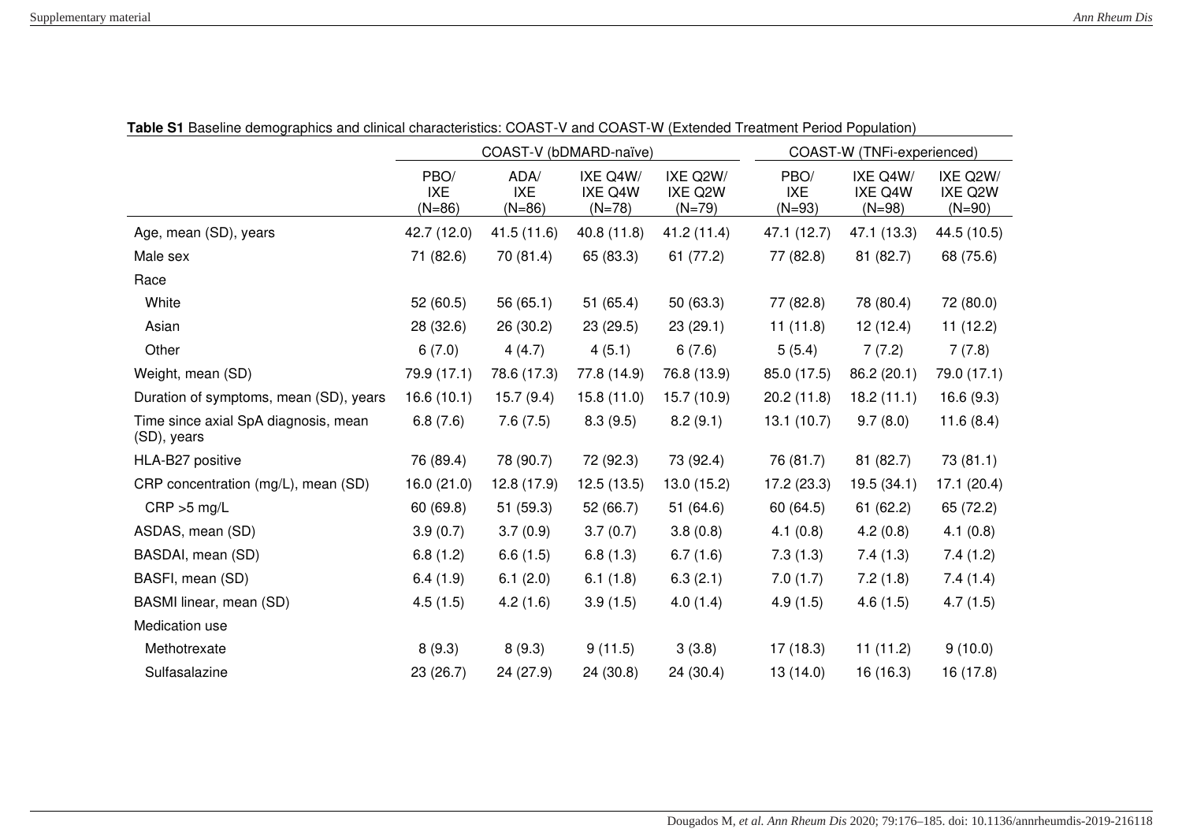**Table S1** Baseline demographics and clinical characteristics: COAST-V and COAST-W (Extended Treatment Period Population)

| | COAST-V (bDMARD-naïve) | | | | COAST-W (TNFi-experienced) | | |
|---|---|---|---|---|---|---|---|
| | PBO/ IXE (N=86) | ADA/ IXE (N=86) | IXE Q4W/ IXE Q4W (N=78) | IXE Q2W/ IXE Q2W (N=79) | PBO/ IXE (N=93) | IXE Q4W/ IXE Q4W (N=98) | IXE Q2W/ IXE Q2W (N=90) |
| Age, mean (SD), years | 42.7 (12.0) | 41.5 (11.6) | 40.8 (11.8) | 41.2 (11.4) | 47.1 (12.7) | 47.1 (13.3) | 44.5 (10.5) |
| Male sex | 71 (82.6) | 70 (81.4) | 65 (83.3) | 61 (77.2) | 77 (82.8) | 81 (82.7) | 68 (75.6) |
| Race | | | | | | | |
| White | 52 (60.5) | 56 (65.1) | 51 (65.4) | 50 (63.3) | 77 (82.8) | 78 (80.4) | 72 (80.0) |
| Asian | 28 (32.6) | 26 (30.2) | 23 (29.5) | 23 (29.1) | 11 (11.8) | 12 (12.4) | 11 (12.2) |
| Other | 6 (7.0) | 4 (4.7) | 4 (5.1) | 6 (7.6) | 5 (5.4) | 7 (7.2) | 7 (7.8) |
| Weight, mean (SD) | 79.9 (17.1) | 78.6 (17.3) | 77.8 (14.9) | 76.8 (13.9) | 85.0 (17.5) | 86.2 (20.1) | 79.0 (17.1) |
| Duration of symptoms, mean (SD), years | 16.6 (10.1) | 15.7 (9.4) | 15.8 (11.0) | 15.7 (10.9) | 20.2 (11.8) | 18.2 (11.1) | 16.6 (9.3) |
| Time since axial SpA diagnosis, mean (SD), years | 6.8 (7.6) | 7.6 (7.5) | 8.3 (9.5) | 8.2 (9.1) | 13.1 (10.7) | 9.7 (8.0) | 11.6 (8.4) |
| HLA-B27 positive | 76 (89.4) | 78 (90.7) | 72 (92.3) | 73 (92.4) | 76 (81.7) | 81 (82.7) | 73 (81.1) |
| CRP concentration (mg/L), mean (SD) | 16.0 (21.0) | 12.8 (17.9) | 12.5 (13.5) | 13.0 (15.2) | 17.2 (23.3) | 19.5 (34.1) | 17.1 (20.4) |
| CRP >5 mg/L | 60 (69.8) | 51 (59.3) | 52 (66.7) | 51 (64.6) | 60 (64.5) | 61 (62.2) | 65 (72.2) |
| ASDAS, mean (SD) | 3.9 (0.7) | 3.7 (0.9) | 3.7 (0.7) | 3.8 (0.8) | 4.1 (0.8) | 4.2 (0.8) | 4.1 (0.8) |
| BASDAI, mean (SD) | 6.8 (1.2) | 6.6 (1.5) | 6.8 (1.3) | 6.7 (1.6) | 7.3 (1.3) | 7.4 (1.3) | 7.4 (1.2) |
| BASFI, mean (SD) | 6.4 (1.9) | 6.1 (2.0) | 6.1 (1.8) | 6.3 (2.1) | 7.0 (1.7) | 7.2 (1.8) | 7.4 (1.4) |
| BASMI linear, mean (SD) | 4.5 (1.5) | 4.2 (1.6) | 3.9 (1.5) | 4.0 (1.4) | 4.9 (1.5) | 4.6 (1.5) | 4.7 (1.5) |
| Medication use | | | | | | | |
| Methotrexate | 8 (9.3) | 8 (9.3) | 9 (11.5) | 3 (3.8) | 17 (18.3) | 11 (11.2) | 9 (10.0) |
| Sulfasalazine | 23 (26.7) | 24 (27.9) | 24 (30.8) | 24 (30.4) | 13 (14.0) | 16 (16.3) | 16 (17.8) |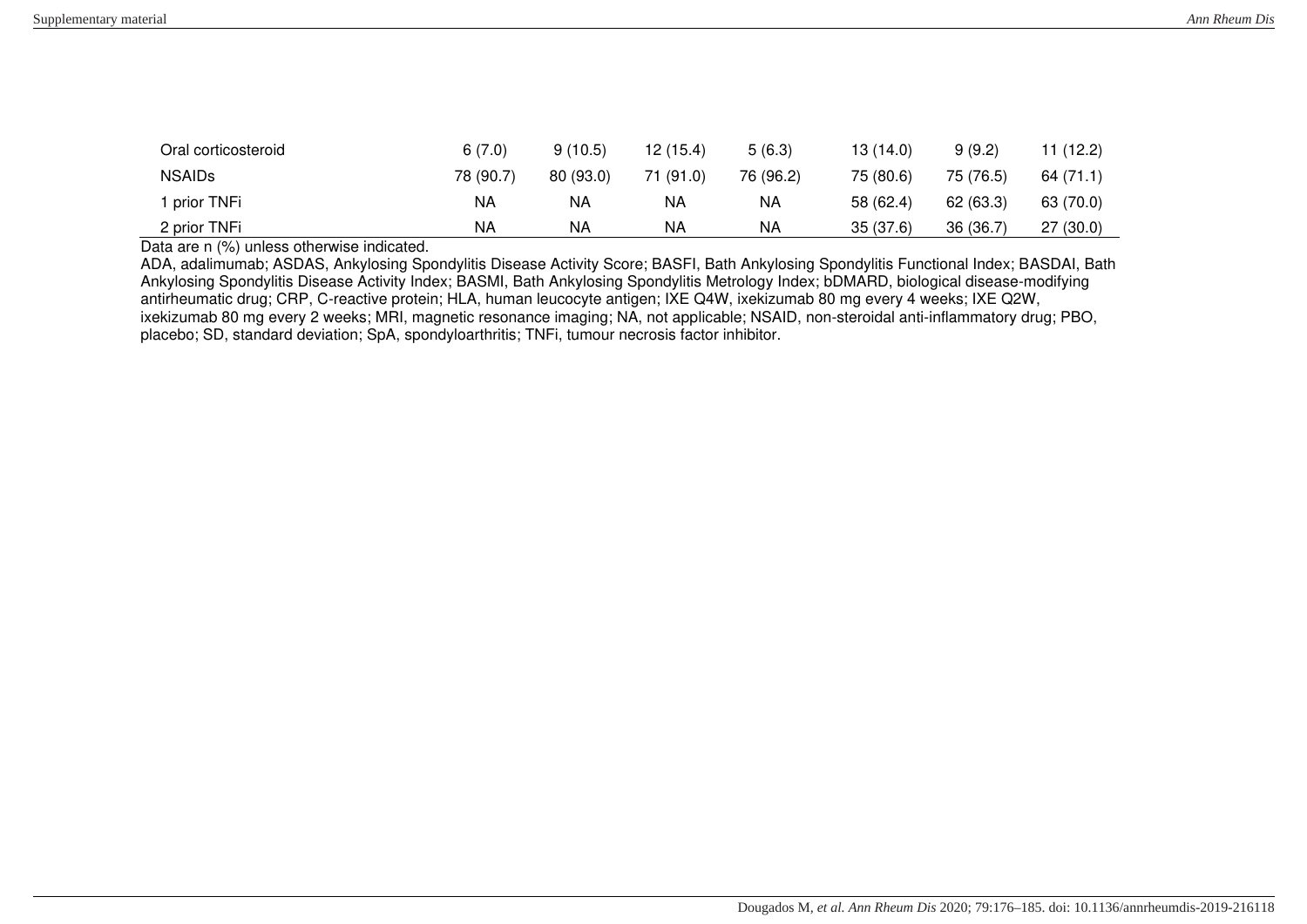| | | | | | | | |
|---|---|---|---|---|---|---|---|
| Oral corticosteroid | 6 (7.0) | 9 (10.5) | 12 (15.4) | 5 (6.3) | 13 (14.0) | 9 (9.2) | 11 (12.2) |
| NSAIDs | 78 (90.7) | 80 (93.0) | 71 (91.0) | 76 (96.2) | 75 (80.6) | 75 (76.5) | 64 (71.1) |
| 1 prior TNFi | NA | NA | NA | NA | 58 (62.4) | 62 (63.3) | 63 (70.0) |
| 2 prior TNFi | NA | NA | NA | NA | 35 (37.6) | 36 (36.7) | 27 (30.0) |

Data are n (%) unless otherwise indicated.

ADA, adalimumab; ASDAS, Ankylosing Spondylitis Disease Activity Score; BASFI, Bath Ankylosing Spondylitis Functional Index; BASDAI, Bath Ankylosing Spondylitis Disease Activity Index; BASMI, Bath Ankylosing Spondylitis Metrology Index; bDMARD, biological disease-modifying antirheumatic drug; CRP, C-reactive protein; HLA, human leucocyte antigen; IXE Q4W, ixekizumab 80 mg every 4 weeks; IXE Q2W, ixekizumab 80 mg every 2 weeks; MRI, magnetic resonance imaging; NA, not applicable; NSAID, non-steroidal anti-inflammatory drug; PBO, placebo; SD, standard deviation; SpA, spondyloarthritis; TNFi, tumour necrosis factor inhibitor.